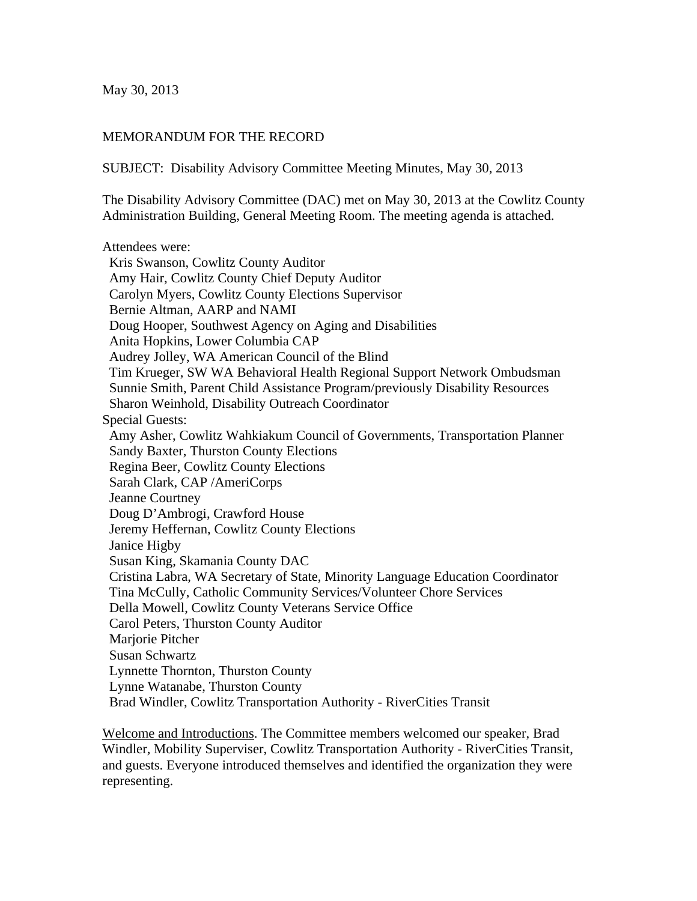May 30, 2013

MEMORANDUM FOR THE RECORD

SUBJECT: Disability Advisory Committee Meeting Minutes, May 30, 2013

The Disability Advisory Committee (DAC) met on May 30, 2013 at the Cowlitz County Administration Building, General Meeting Room. The meeting agenda is attached.

Attendees were:

- Kris Swanson, Cowlitz County Auditor
- Amy Hair, Cowlitz County Chief Deputy Auditor
- Carolyn Myers, Cowlitz County Elections Supervisor
- Bernie Altman, AARP and NAMI
- Doug Hooper, Southwest Agency on Aging and Disabilities
- Anita Hopkins, Lower Columbia CAP
- Audrey Jolley, WA American Council of the Blind
- Tim Krueger, SW WA Behavioral Health Regional Support Network Ombudsman
- Sunnie Smith, Parent Child Assistance Program/previously Disability Resources
- Sharon Weinhold, Disability Outreach Coordinator

Special Guests:

- Amy Asher, Cowlitz Wahkiakum Council of Governments, Transportation Planner
- Sandy Baxter, Thurston County Elections
- Regina Beer, Cowlitz County Elections
- Sarah Clark, CAP /AmeriCorps
- Jeanne Courtney
- Doug D'Ambrogi, Crawford House
- Jeremy Heffernan, Cowlitz County Elections
- Janice Higby
- Susan King, Skamania County DAC
- Cristina Labra, WA Secretary of State, Minority Language Education Coordinator
- Tina McCully, Catholic Community Services/Volunteer Chore Services
- Della Mowell, Cowlitz County Veterans Service Office
- Carol Peters, Thurston County Auditor
- Marjorie Pitcher
- Susan Schwartz
- Lynnette Thornton, Thurston County
- Lynne Watanabe, Thurston County
- Brad Windler, Cowlitz Transportation Authority - RiverCities Transit

Welcome and Introductions. The Committee members welcomed our speaker, Brad Windler, Mobility Superviser, Cowlitz Transportation Authority - RiverCities Transit, and guests. Everyone introduced themselves and identified the organization they were representing.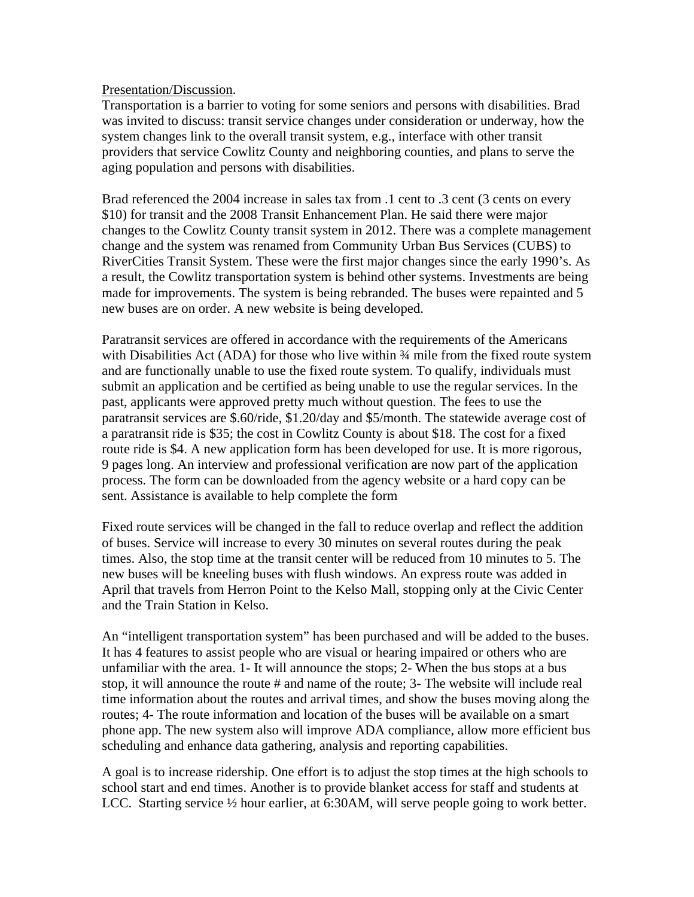<u>Presentation/Discussion</u>.

Transportation is a barrier to voting for some seniors and persons with disabilities. Brad was invited to discuss: transit service changes under consideration or underway, how the system changes link to the overall transit system, e.g., interface with other transit providers that service Cowlitz County and neighboring counties, and plans to serve the aging population and persons with disabilities.

Brad referenced the 2004 increase in sales tax from .1 cent to .3 cent (3 cents on every $10) for transit and the 2008 Transit Enhancement Plan. He said there were major changes to the Cowlitz County transit system in 2012. There was a complete management change and the system was renamed from Community Urban Bus Services (CUBS) to RiverCities Transit System. These were the first major changes since the early 1990's. As a result, the Cowlitz transportation system is behind other systems. Investments are being made for improvements. The system is being rebranded. The buses were repainted and 5 new buses are on order. A new website is being developed.

Paratransit services are offered in accordance with the requirements of the Americans with Disabilities Act (ADA) for those who live within ¾ mile from the fixed route system and are functionally unable to use the fixed route system. To qualify, individuals must submit an application and be certified as being unable to use the regular services. In the past, applicants were approved pretty much without question. The fees to use the paratransit services are $.60/ride, $1.20/day and $5/month. The statewide average cost of a paratransit ride is $35; the cost in Cowlitz County is about $18. The cost for a fixed route ride is $4. A new application form has been developed for use. It is more rigorous, 9 pages long. An interview and professional verification are now part of the application process. The form can be downloaded from the agency website or a hard copy can be sent. Assistance is available to help complete the form

Fixed route services will be changed in the fall to reduce overlap and reflect the addition of buses. Service will increase to every 30 minutes on several routes during the peak times. Also, the stop time at the transit center will be reduced from 10 minutes to 5. The new buses will be kneeling buses with flush windows. An express route was added in April that travels from Herron Point to the Kelso Mall, stopping only at the Civic Center and the Train Station in Kelso.

An "intelligent transportation system" has been purchased and will be added to the buses. It has 4 features to assist people who are visual or hearing impaired or others who are unfamiliar with the area. 1- It will announce the stops; 2- When the bus stops at a bus stop, it will announce the route # and name of the route; 3- The website will include real time information about the routes and arrival times, and show the buses moving along the routes; 4- The route information and location of the buses will be available on a smart phone app. The new system also will improve ADA compliance, allow more efficient bus scheduling and enhance data gathering, analysis and reporting capabilities.

A goal is to increase ridership. One effort is to adjust the stop times at the high schools to school start and end times. Another is to provide blanket access for staff and students at LCC. Starting service ½ hour earlier, at 6:30AM, will serve people going to work better.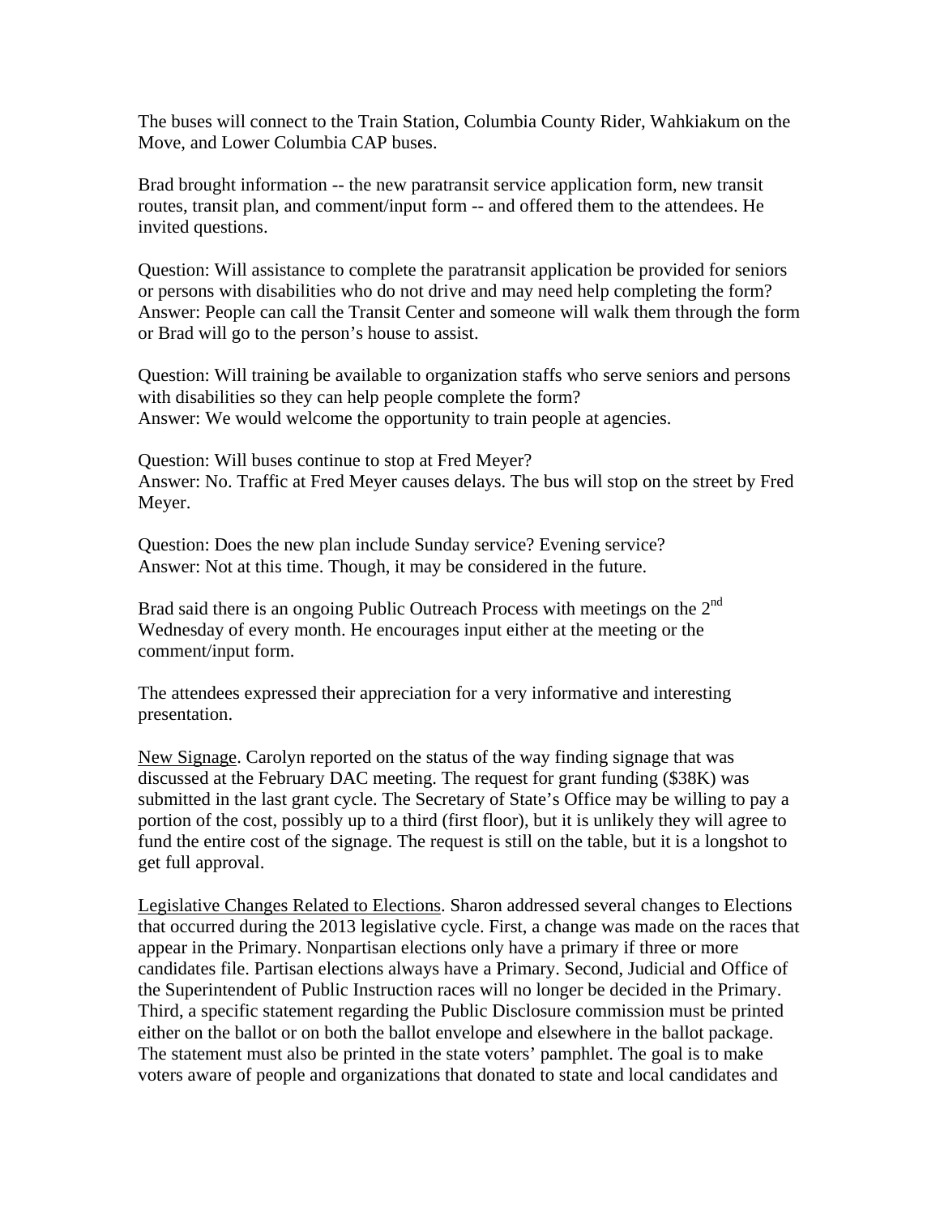The buses will connect to the Train Station, Columbia County Rider, Wahkiakum on the Move, and Lower Columbia CAP buses.

Brad brought information -- the new paratransit service application form, new transit routes, transit plan, and comment/input form -- and offered them to the attendees. He invited questions.

Question: Will assistance to complete the paratransit application be provided for seniors or persons with disabilities who do not drive and may need help completing the form?
Answer: People can call the Transit Center and someone will walk them through the form or Brad will go to the person's house to assist.

Question: Will training be available to organization staffs who serve seniors and persons with disabilities so they can help people complete the form?
Answer: We would welcome the opportunity to train people at agencies.

Question: Will buses continue to stop at Fred Meyer?
Answer: No. Traffic at Fred Meyer causes delays. The bus will stop on the street by Fred Meyer.

Question: Does the new plan include Sunday service? Evening service?
Answer: Not at this time. Though, it may be considered in the future.

Brad said there is an ongoing Public Outreach Process with meetings on the 2nd Wednesday of every month. He encourages input either at the meeting or the comment/input form.

The attendees expressed their appreciation for a very informative and interesting presentation.

<u>New Signage</u>. Carolyn reported on the status of the way finding signage that was discussed at the February DAC meeting. The request for grant funding ($38K) was submitted in the last grant cycle. The Secretary of State's Office may be willing to pay a portion of the cost, possibly up to a third (first floor), but it is unlikely they will agree to fund the entire cost of the signage. The request is still on the table, but it is a longshot to get full approval.

<u>Legislative Changes Related to Elections</u>. Sharon addressed several changes to Elections that occurred during the 2013 legislative cycle. First, a change was made on the races that appear in the Primary. Nonpartisan elections only have a primary if three or more candidates file. Partisan elections always have a Primary. Second, Judicial and Office of the Superintendent of Public Instruction races will no longer be decided in the Primary. Third, a specific statement regarding the Public Disclosure commission must be printed either on the ballot or on both the ballot envelope and elsewhere in the ballot package. The statement must also be printed in the state voters' pamphlet. The goal is to make voters aware of people and organizations that donated to state and local candidates and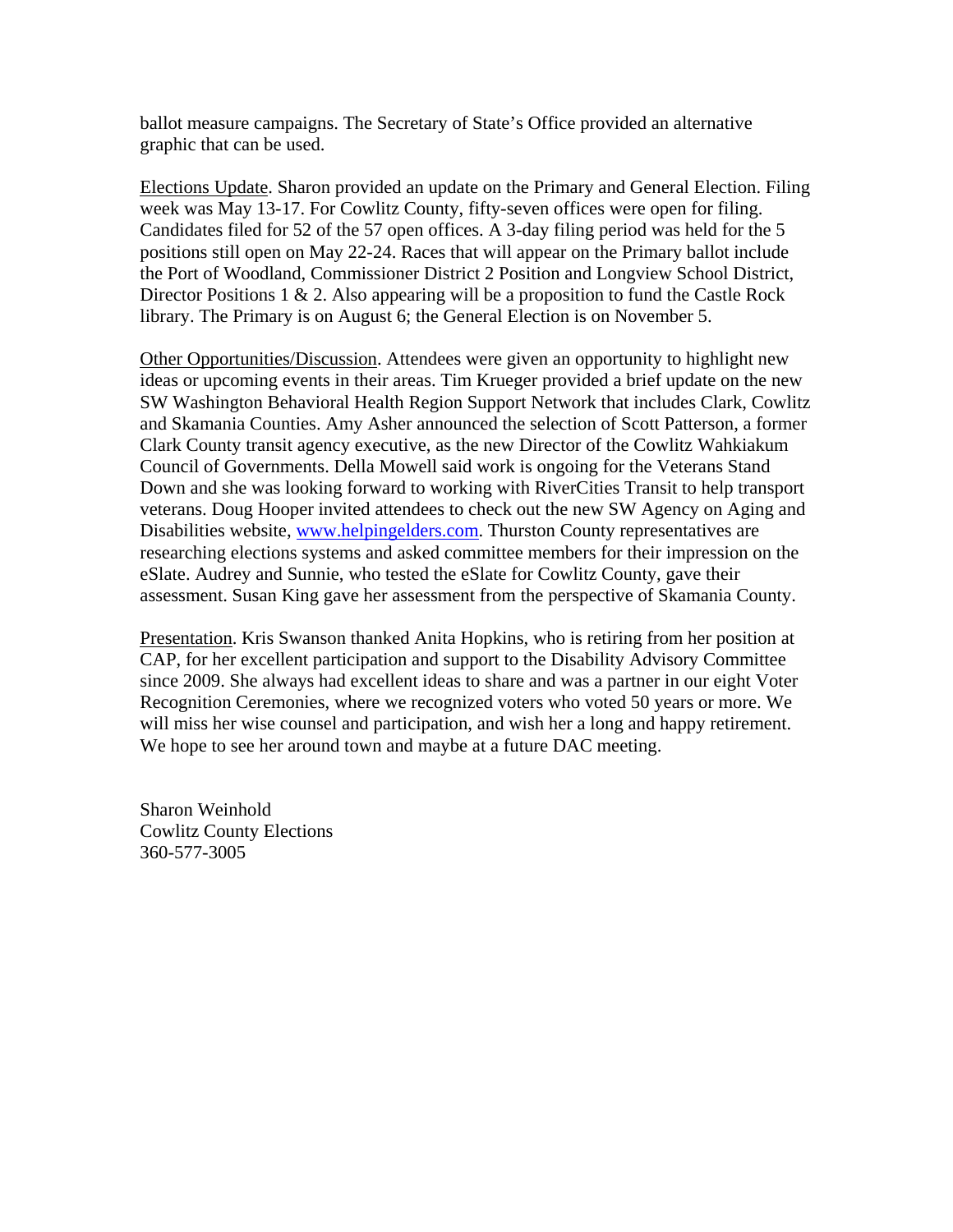ballot measure campaigns. The Secretary of State's Office provided an alternative graphic that can be used.

Elections Update. Sharon provided an update on the Primary and General Election. Filing week was May 13-17. For Cowlitz County, fifty-seven offices were open for filing. Candidates filed for 52 of the 57 open offices. A 3-day filing period was held for the 5 positions still open on May 22-24. Races that will appear on the Primary ballot include the Port of Woodland, Commissioner District 2 Position and Longview School District, Director Positions 1 & 2. Also appearing will be a proposition to fund the Castle Rock library. The Primary is on August 6; the General Election is on November 5.

Other Opportunities/Discussion. Attendees were given an opportunity to highlight new ideas or upcoming events in their areas. Tim Krueger provided a brief update on the new SW Washington Behavioral Health Region Support Network that includes Clark, Cowlitz and Skamania Counties. Amy Asher announced the selection of Scott Patterson, a former Clark County transit agency executive, as the new Director of the Cowlitz Wahkiakum Council of Governments. Della Mowell said work is ongoing for the Veterans Stand Down and she was looking forward to working with RiverCities Transit to help transport veterans. Doug Hooper invited attendees to check out the new SW Agency on Aging and Disabilities website, www.helpingelders.com. Thurston County representatives are researching elections systems and asked committee members for their impression on the eSlate. Audrey and Sunnie, who tested the eSlate for Cowlitz County, gave their assessment. Susan King gave her assessment from the perspective of Skamania County.

Presentation. Kris Swanson thanked Anita Hopkins, who is retiring from her position at CAP, for her excellent participation and support to the Disability Advisory Committee since 2009. She always had excellent ideas to share and was a partner in our eight Voter Recognition Ceremonies, where we recognized voters who voted 50 years or more. We will miss her wise counsel and participation, and wish her a long and happy retirement. We hope to see her around town and maybe at a future DAC meeting.

Sharon Weinhold
Cowlitz County Elections
360-577-3005